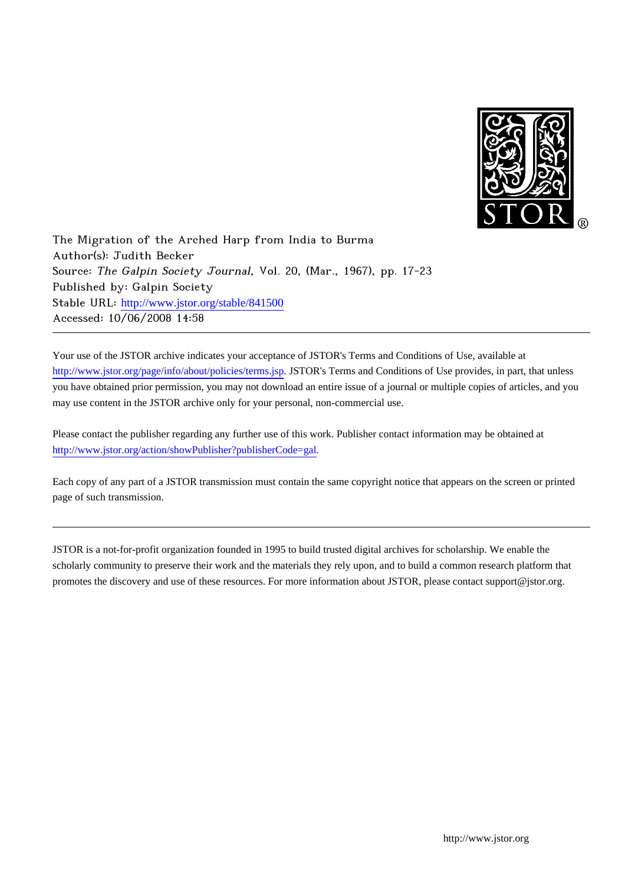The Migration of the Arched Harp from India to Burma
Author(s): Judith Becker
Source: *The Galpin Society Journal*, Vol. 20, (Mar., 1967), pp. 17-23
Published by: Galpin Society
Stable URL: http://www.jstor.org/stable/841500
Accessed: 10/06/2008 14:58

---

Your use of the JSTOR archive indicates your acceptance of JSTOR's Terms and Conditions of Use, available at http://www.jstor.org/page/info/about/policies/terms.jsp. JSTOR's Terms and Conditions of Use provides, in part, that unless you have obtained prior permission, you may not download an entire issue of a journal or multiple copies of articles, and you may use content in the JSTOR archive only for your personal, non-commercial use.

Please contact the publisher regarding any further use of this work. Publisher contact information may be obtained at http://www.jstor.org/action/showPublisher?publisherCode=gal.

Each copy of any part of a JSTOR transmission must contain the same copyright notice that appears on the screen or printed page of such transmission.

---

JSTOR is a not-for-profit organization founded in 1995 to build trusted digital archives for scholarship. We enable the scholarly community to preserve their work and the materials they rely upon, and to build a common research platform that promotes the discovery and use of these resources. For more information about JSTOR, please contact support@jstor.org.

http://www.jstor.org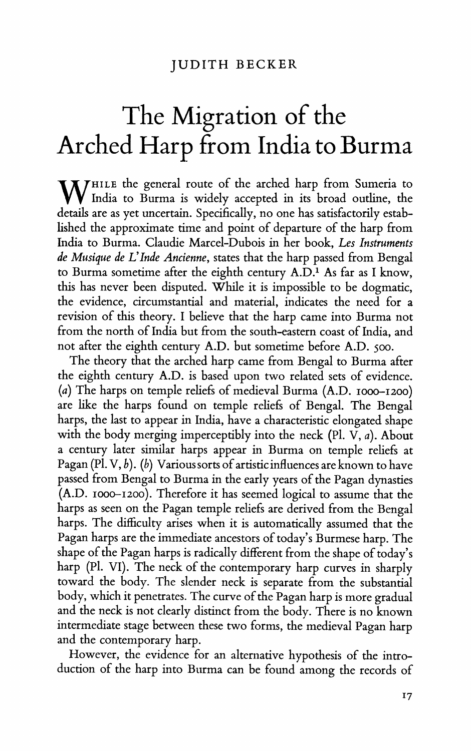JUDITH BECKER

# The Migration of the Arched Harp from India to Burma

WHILE the general route of the arched harp from Sumeria to India to Burma is widely accepted in its broad outline, the details are as yet uncertain. Specifically, no one has satisfactorily established the approximate time and point of departure of the harp from India to Burma. Claudie Marcel-Dubois in her book, *Les Instruments de Musique de L'Inde Ancienne*, states that the harp passed from Bengal to Burma sometime after the eighth century A.D.[1] As far as I know, this has never been disputed. While it is impossible to be dogmatic, the evidence, circumstantial and material, indicates the need for a revision of this theory. I believe that the harp came into Burma not from the north of India but from the south-eastern coast of India, and not after the eighth century A.D. but sometime before A.D. 500.

The theory that the arched harp came from Bengal to Burma after the eighth century A.D. is based upon two related sets of evidence. (*a*) The harps on temple reliefs of medieval Burma (A.D. 1000–1200) are like the harps found on temple reliefs of Bengal. The Bengal harps, the last to appear in India, have a characteristic elongated shape with the body merging imperceptibly into the neck (Pl. V, *a*). About a century later similar harps appear in Burma on temple reliefs at Pagan (Pl. V, *b*). (*b*) Various sorts of artistic influences are known to have passed from Bengal to Burma in the early years of the Pagan dynasties (A.D. 1000–1200). Therefore it has seemed logical to assume that the harps as seen on the Pagan temple reliefs are derived from the Bengal harps. The difficulty arises when it is automatically assumed that the Pagan harps are the immediate ancestors of today's Burmese harp. The shape of the Pagan harps is radically different from the shape of today's harp (Pl. VI). The neck of the contemporary harp curves in sharply toward the body. The slender neck is separate from the substantial body, which it penetrates. The curve of the Pagan harp is more gradual and the neck is not clearly distinct from the body. There is no known intermediate stage between these two forms, the medieval Pagan harp and the contemporary harp.

However, the evidence for an alternative hypothesis of the introduction of the harp into Burma can be found among the records of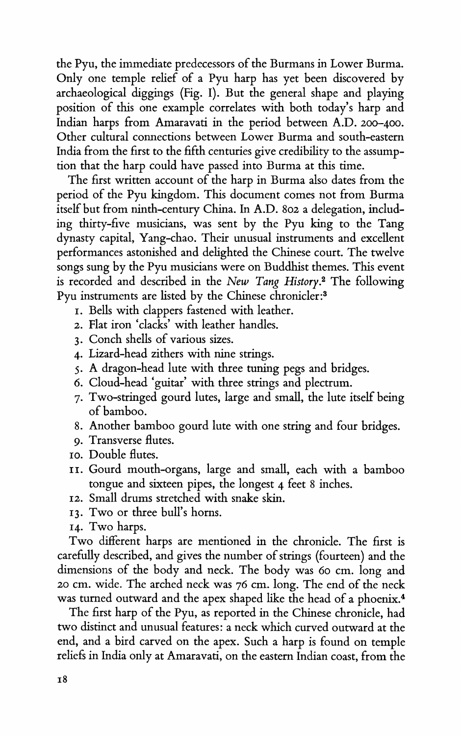the Pyu, the immediate predecessors of the Burmans in Lower Burma. Only one temple relief of a Pyu harp has yet been discovered by archaeological diggings (Fig. I). But the general shape and playing position of this one example correlates with both today's harp and Indian harps from Amaravati in the period between A.D. 200–400. Other cultural connections between Lower Burma and south-eastern India from the first to the fifth centuries give credibility to the assumption that the harp could have passed into Burma at this time.

The first written account of the harp in Burma also dates from the period of the Pyu kingdom. This document comes not from Burma itself but from ninth-century China. In A.D. 802 a delegation, including thirty-five musicians, was sent by the Pyu king to the Tang dynasty capital, Yang-chao. Their unusual instruments and excellent performances astonished and delighted the Chinese court. The twelve songs sung by the Pyu musicians were on Buddhist themes. This event is recorded and described in the *New Tang History*.[2] The following Pyu instruments are listed by the Chinese chronicler:[3]

1. Bells with clappers fastened with leather.
2. Flat iron 'clacks' with leather handles.
3. Conch shells of various sizes.
4. Lizard-head zithers with nine strings.
5. A dragon-head lute with three tuning pegs and bridges.
6. Cloud-head 'guitar' with three strings and plectrum.
7. Two-stringed gourd lutes, large and small, the lute itself being of bamboo.
8. Another bamboo gourd lute with one string and four bridges.
9. Transverse flutes.
10. Double flutes.
11. Gourd mouth-organs, large and small, each with a bamboo tongue and sixteen pipes, the longest 4 feet 8 inches.
12. Small drums stretched with snake skin.
13. Two or three bull's horns.
14. Two harps.

Two different harps are mentioned in the chronicle. The first is carefully described, and gives the number of strings (fourteen) and the dimensions of the body and neck. The body was 60 cm. long and 20 cm. wide. The arched neck was 76 cm. long. The end of the neck was turned outward and the apex shaped like the head of a phoenix.[4]

The first harp of the Pyu, as reported in the Chinese chronicle, had two distinct and unusual features: a neck which curved outward at the end, and a bird carved on the apex. Such a harp is found on temple reliefs in India only at Amaravati, on the eastern Indian coast, from the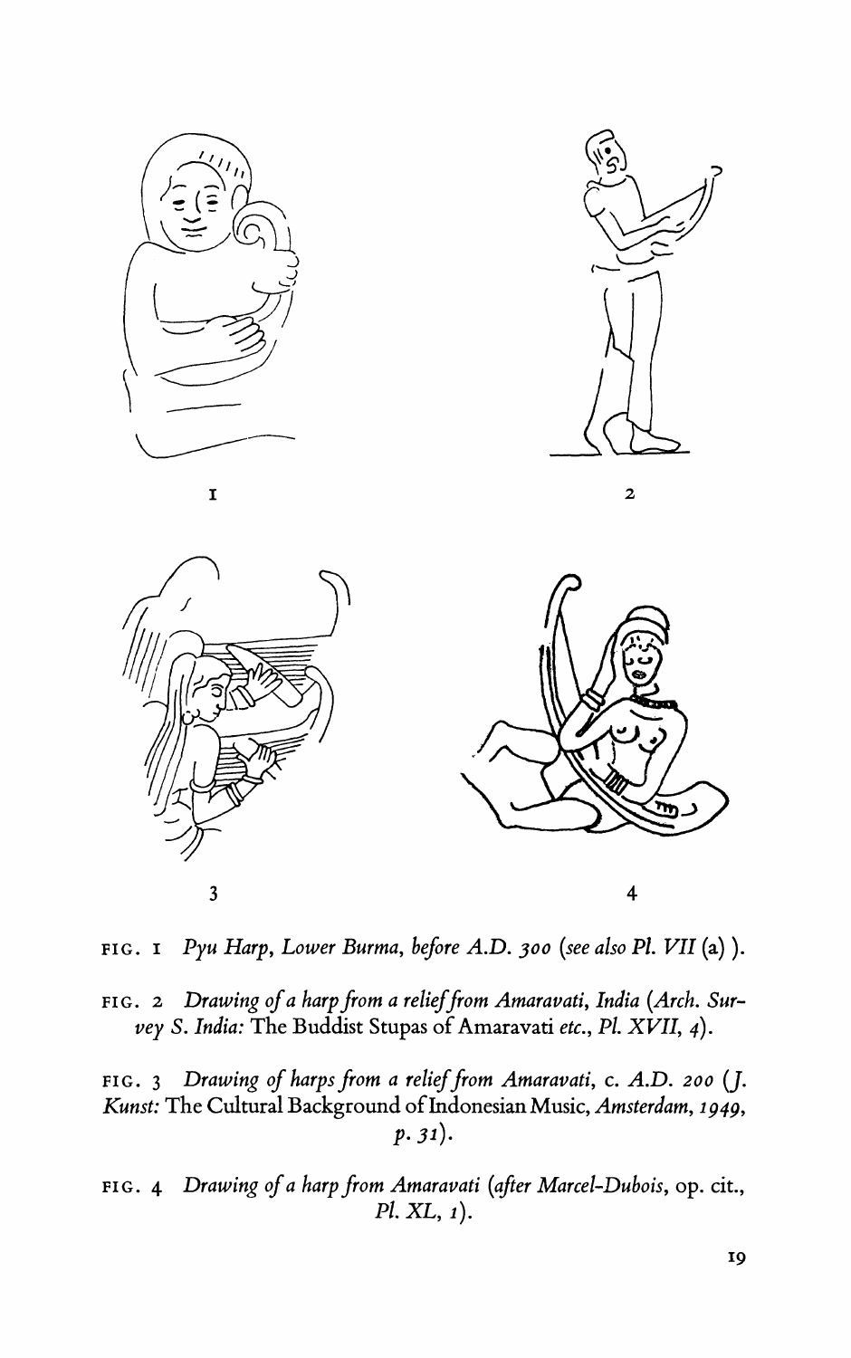FIG. 1 *Pyu Harp, Lower Burma, before A.D. 300 (see also Pl. VII* (a) ).

FIG. 2 *Drawing of a harp from a relief from Amaravati, India (Arch. Survey S. India:* The Buddist Stupas of Amaravati *etc., Pl. XVII, 4).*

FIG. 3 *Drawing of harps from a relief from Amaravati,* c. *A.D. 200 (J. Kunst:* The Cultural Background of Indonesian Music, *Amsterdam, 1949, p. 31).*

FIG. 4 *Drawing of a harp from Amaravati (after Marcel-Dubois,* op. cit., *Pl. XL, 1).*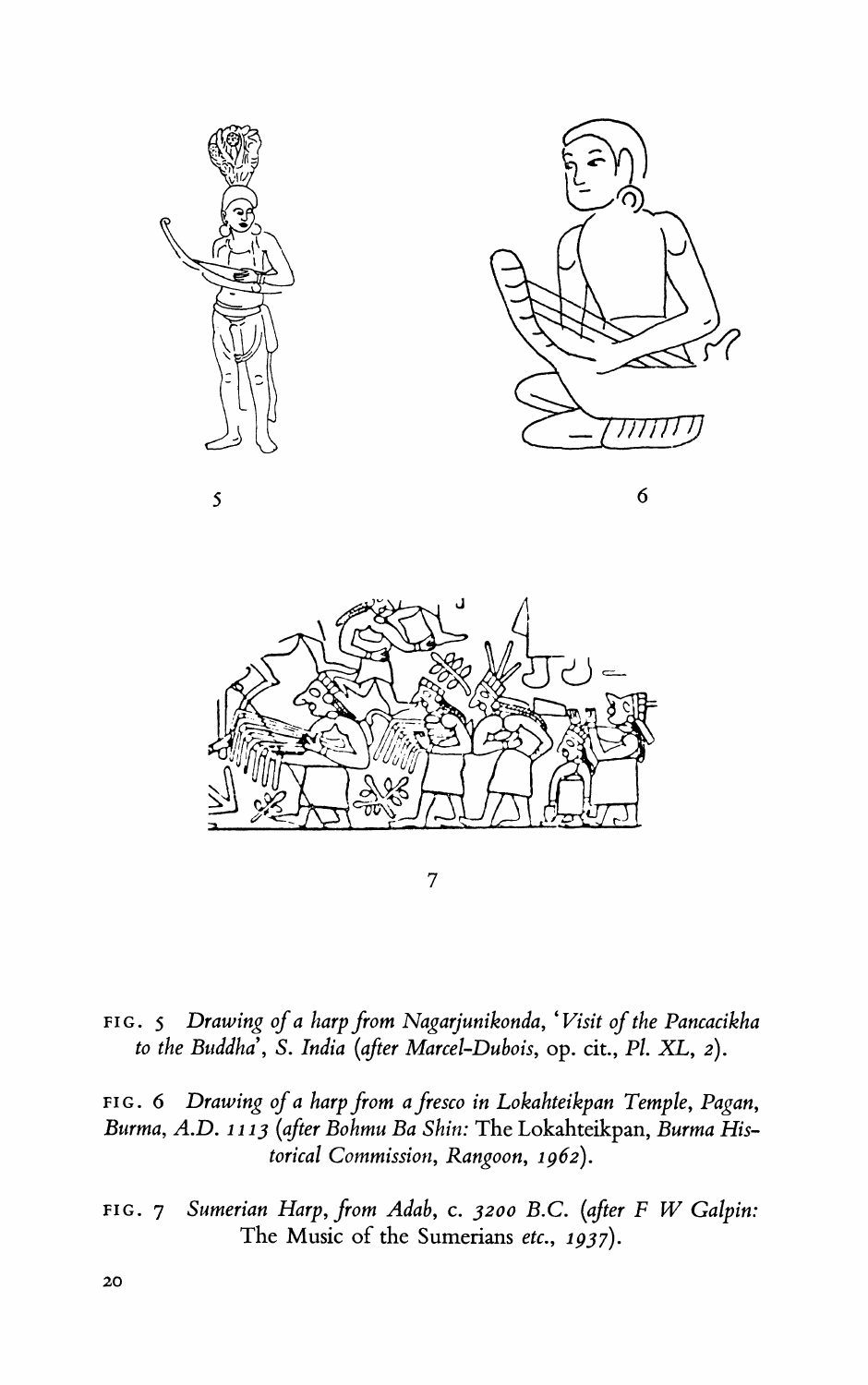FIG. 5 *Drawing of a harp from Nagarjunikonda, 'Visit of the Pancacikha to the Buddha', S. India (after Marcel-Dubois,* op. cit., *Pl. XL, 2).*

FIG. 6 *Drawing of a harp from a fresco in Lokahteikpan Temple, Pagan, Burma, A.D. 1113 (after Bohmu Ba Shin:* The Lokahteikpan, *Burma Historical Commission, Rangoon, 1962).*

FIG. 7 *Sumerian Harp, from Adab, c. 3200 B.C. (after F W Galpin:* The Music of the Sumerians *etc., 1937).*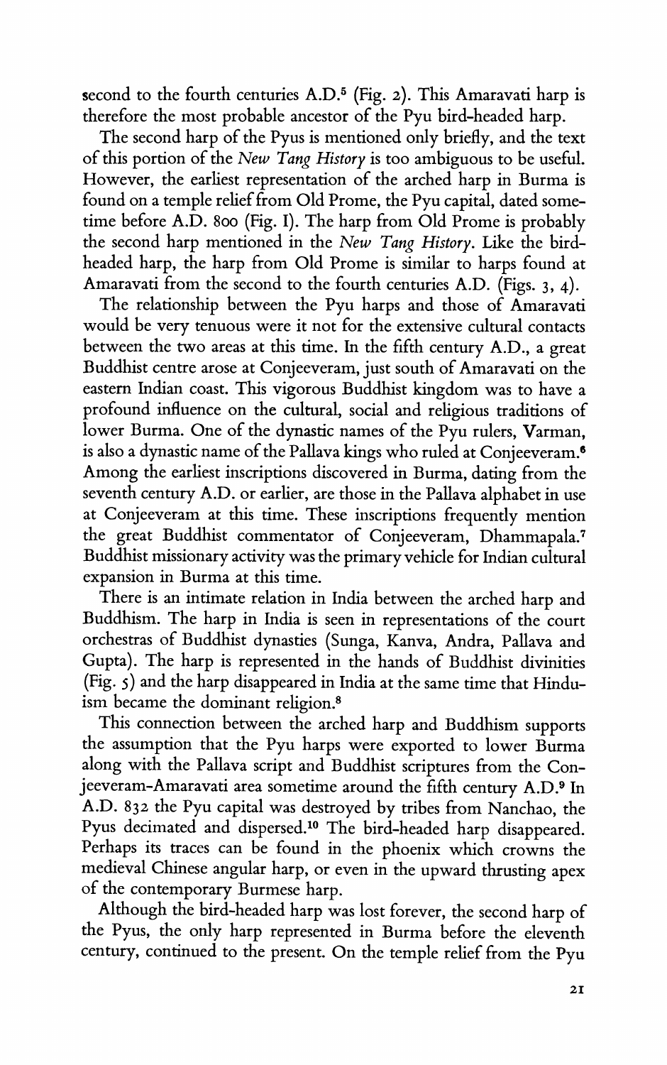second to the fourth centuries A.D.[5] (Fig. 2). This Amaravati harp is therefore the most probable ancestor of the Pyu bird-headed harp.

The second harp of the Pyus is mentioned only briefly, and the text of this portion of the *New Tang History* is too ambiguous to be useful. However, the earliest representation of the arched harp in Burma is found on a temple relief from Old Prome, the Pyu capital, dated sometime before A.D. 800 (Fig. I). The harp from Old Prome is probably the second harp mentioned in the *New Tang History*. Like the bird-headed harp, the harp from Old Prome is similar to harps found at Amaravati from the second to the fourth centuries A.D. (Figs. 3, 4).

The relationship between the Pyu harps and those of Amaravati would be very tenuous were it not for the extensive cultural contacts between the two areas at this time. In the fifth century A.D., a great Buddhist centre arose at Conjeeveram, just south of Amaravati on the eastern Indian coast. This vigorous Buddhist kingdom was to have a profound influence on the cultural, social and religious traditions of lower Burma. One of the dynastic names of the Pyu rulers, Varman, is also a dynastic name of the Pallava kings who ruled at Conjeeveram.[6] Among the earliest inscriptions discovered in Burma, dating from the seventh century A.D. or earlier, are those in the Pallava alphabet in use at Conjeeveram at this time. These inscriptions frequently mention the great Buddhist commentator of Conjeeveram, Dhammapala.[7] Buddhist missionary activity was the primary vehicle for Indian cultural expansion in Burma at this time.

There is an intimate relation in India between the arched harp and Buddhism. The harp in India is seen in representations of the court orchestras of Buddhist dynasties (Sunga, Kanva, Andra, Pallava and Gupta). The harp is represented in the hands of Buddhist divinities (Fig. 5) and the harp disappeared in India at the same time that Hinduism became the dominant religion.[8]

This connection between the arched harp and Buddhism supports the assumption that the Pyu harps were exported to lower Burma along with the Pallava script and Buddhist scriptures from the Conjeeveram-Amaravati area sometime around the fifth century A.D.[9] In A.D. 832 the Pyu capital was destroyed by tribes from Nanchao, the Pyus decimated and dispersed.[10] The bird-headed harp disappeared. Perhaps its traces can be found in the phoenix which crowns the medieval Chinese angular harp, or even in the upward thrusting apex of the contemporary Burmese harp.

Although the bird-headed harp was lost forever, the second harp of the Pyus, the only harp represented in Burma before the eleventh century, continued to the present. On the temple relief from the Pyu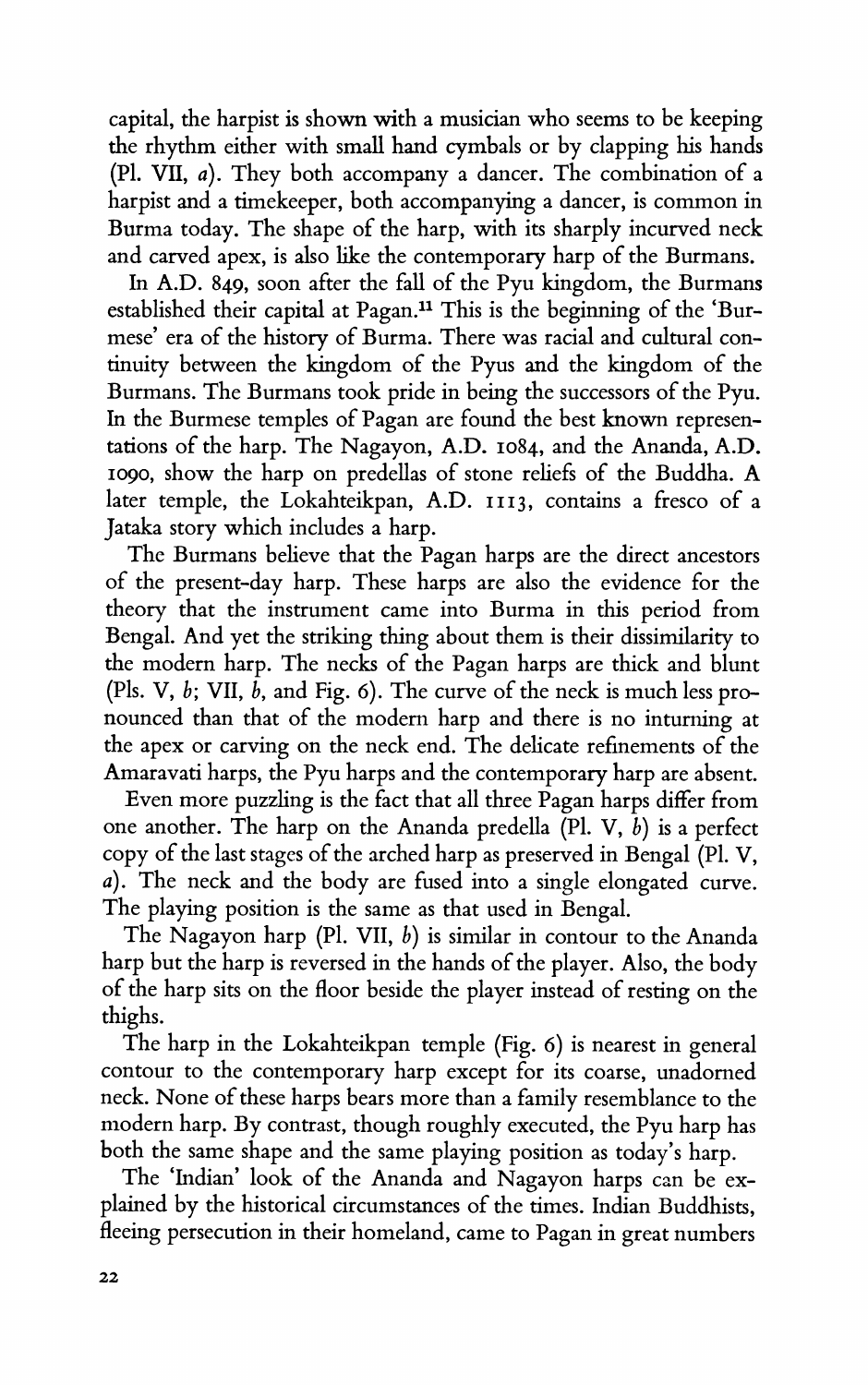capital, the harpist is shown with a musician who seems to be keeping the rhythm either with small hand cymbals or by clapping his hands (Pl. VII, *a*). They both accompany a dancer. The combination of a harpist and a timekeeper, both accompanying a dancer, is common in Burma today. The shape of the harp, with its sharply incurved neck and carved apex, is also like the contemporary harp of the Burmans.

In A.D. 849, soon after the fall of the Pyu kingdom, the Burmans established their capital at Pagan.[11] This is the beginning of the 'Burmese' era of the history of Burma. There was racial and cultural continuity between the kingdom of the Pyus and the kingdom of the Burmans. The Burmans took pride in being the successors of the Pyu. In the Burmese temples of Pagan are found the best known representations of the harp. The Nagayon, A.D. 1084, and the Ananda, A.D. 1090, show the harp on predellas of stone reliefs of the Buddha. A later temple, the Lokahteikpan, A.D. 1113, contains a fresco of a Jataka story which includes a harp.

The Burmans believe that the Pagan harps are the direct ancestors of the present-day harp. These harps are also the evidence for the theory that the instrument came into Burma in this period from Bengal. And yet the striking thing about them is their dissimilarity to the modern harp. The necks of the Pagan harps are thick and blunt (Pls. V, *b*; VII, *b*, and Fig. 6). The curve of the neck is much less pronounced than that of the modern harp and there is no inturning at the apex or carving on the neck end. The delicate refinements of the Amaravati harps, the Pyu harps and the contemporary harp are absent.

Even more puzzling is the fact that all three Pagan harps differ from one another. The harp on the Ananda predella (Pl. V, *b*) is a perfect copy of the last stages of the arched harp as preserved in Bengal (Pl. V, *a*). The neck and the body are fused into a single elongated curve. The playing position is the same as that used in Bengal.

The Nagayon harp (Pl. VII, *b*) is similar in contour to the Ananda harp but the harp is reversed in the hands of the player. Also, the body of the harp sits on the floor beside the player instead of resting on the thighs.

The harp in the Lokahteikpan temple (Fig. 6) is nearest in general contour to the contemporary harp except for its coarse, unadorned neck. None of these harps bears more than a family resemblance to the modern harp. By contrast, though roughly executed, the Pyu harp has both the same shape and the same playing position as today's harp.

The 'Indian' look of the Ananda and Nagayon harps can be explained by the historical circumstances of the times. Indian Buddhists, fleeing persecution in their homeland, came to Pagan in great numbers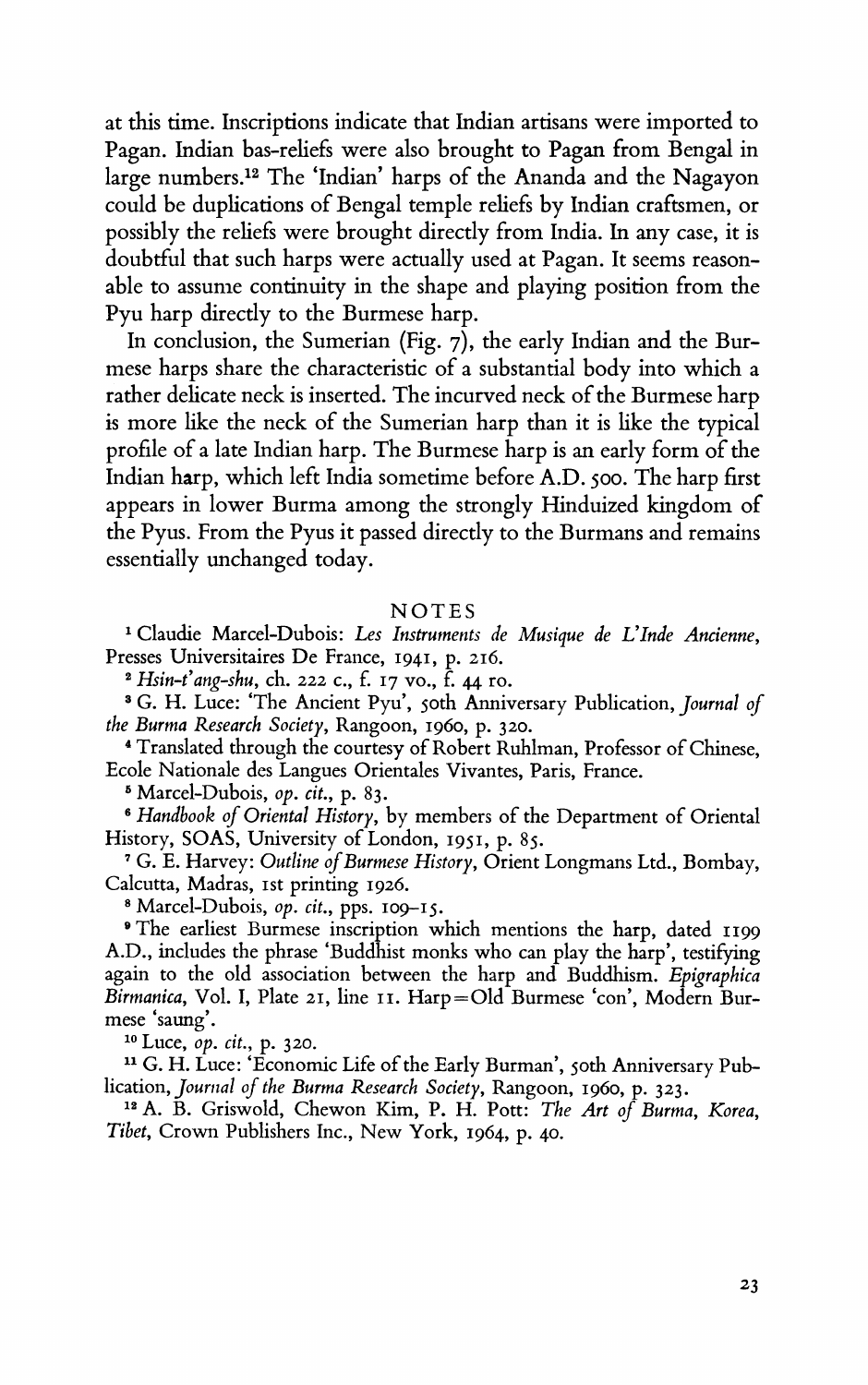at this time. Inscriptions indicate that Indian artisans were imported to Pagan. Indian bas-reliefs were also brought to Pagan from Bengal in large numbers.[12] The 'Indian' harps of the Ananda and the Nagayon could be duplications of Bengal temple reliefs by Indian craftsmen, or possibly the reliefs were brought directly from India. In any case, it is doubtful that such harps were actually used at Pagan. It seems reasonable to assume continuity in the shape and playing position from the Pyu harp directly to the Burmese harp.

In conclusion, the Sumerian (Fig. 7), the early Indian and the Burmese harps share the characteristic of a substantial body into which a rather delicate neck is inserted. The incurved neck of the Burmese harp is more like the neck of the Sumerian harp than it is like the typical profile of a late Indian harp. The Burmese harp is an early form of the Indian harp, which left India sometime before A.D. 500. The harp first appears in lower Burma among the strongly Hinduized kingdom of the Pyus. From the Pyus it passed directly to the Burmans and remains essentially unchanged today.

## NOTES

[1] Claudie Marcel-Dubois: *Les Instruments de Musique de L'Inde Ancienne*, Presses Universitaires De France, 1941, p. 216.

[2] *Hsin-t'ang-shu*, ch. 222 c., f. 17 vo., f. 44 ro.

[3] G. H. Luce: 'The Ancient Pyu', 50th Anniversary Publication, *Journal of the Burma Research Society*, Rangoon, 1960, p. 320.

[4] Translated through the courtesy of Robert Ruhlman, Professor of Chinese, Ecole Nationale des Langues Orientales Vivantes, Paris, France.

[5] Marcel-Dubois, *op. cit.*, p. 83.

[6] *Handbook of Oriental History*, by members of the Department of Oriental History, SOAS, University of London, 1951, p. 85.

[7] G. E. Harvey: *Outline of Burmese History*, Orient Longmans Ltd., Bombay, Calcutta, Madras, 1st printing 1926.

[8] Marcel-Dubois, *op. cit.*, pps. 109–15.

[9] The earliest Burmese inscription which mentions the harp, dated 1199 A.D., includes the phrase 'Buddhist monks who can play the harp', testifying again to the old association between the harp and Buddhism. *Epigraphica Birmanica*, Vol. I, Plate 21, line 11. Harp=Old Burmese 'con', Modern Burmese 'saung'.

[10] Luce, *op. cit.*, p. 320.

[11] G. H. Luce: 'Economic Life of the Early Burman', 50th Anniversary Publication, *Journal of the Burma Research Society*, Rangoon, 1960, p. 323.

[12] A. B. Griswold, Chewon Kim, P. H. Pott: *The Art of Burma, Korea, Tibet*, Crown Publishers Inc., New York, 1964, p. 40.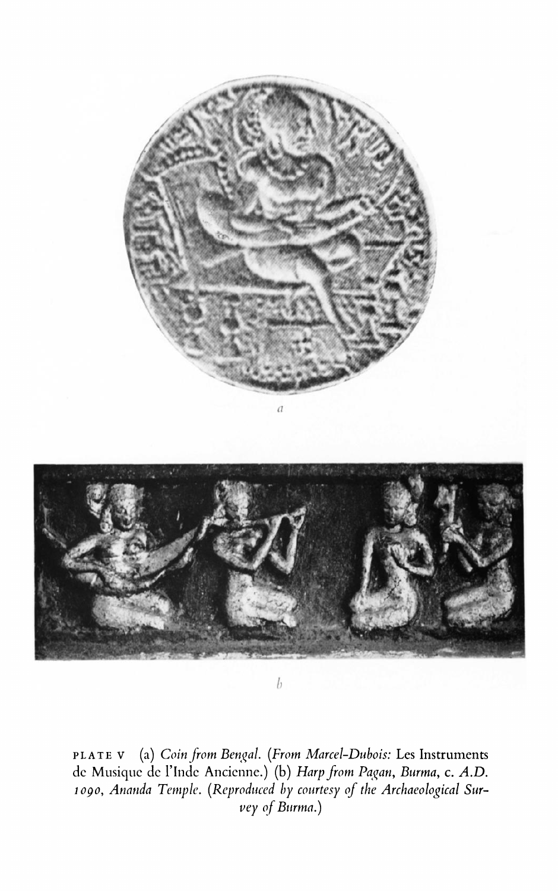*a*

*b*

PLATE V (a) *Coin from Bengal. (From Marcel-Dubois:* Les Instruments de Musique de l'Inde Ancienne.) (b) *Harp from Pagan, Burma, c. A.D. 1090, Ananda Temple. (Reproduced by courtesy of the Archaeological Survey of Burma.)*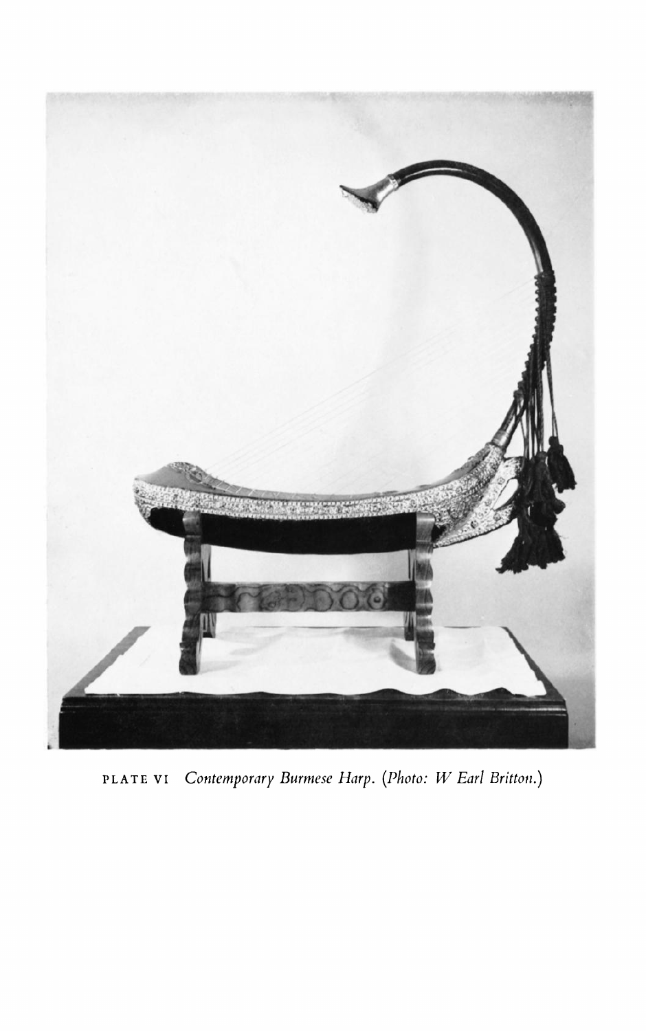PLATE VI *Contemporary Burmese Harp.* (*Photo: W Earl Britton.*)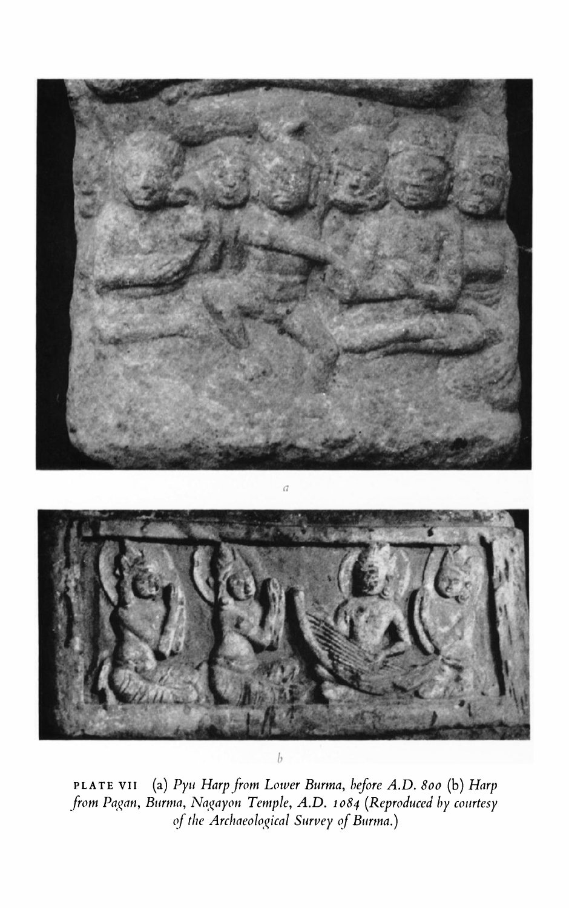*a*

*b*

PLATE VII (a) *Pyu Harp from Lower Burma, before A.D. 800* (b) *Harp from Pagan, Burma, Nagayon Temple, A.D. 1084 (Reproduced by courtesy of the Archaeological Survey of Burma.)*